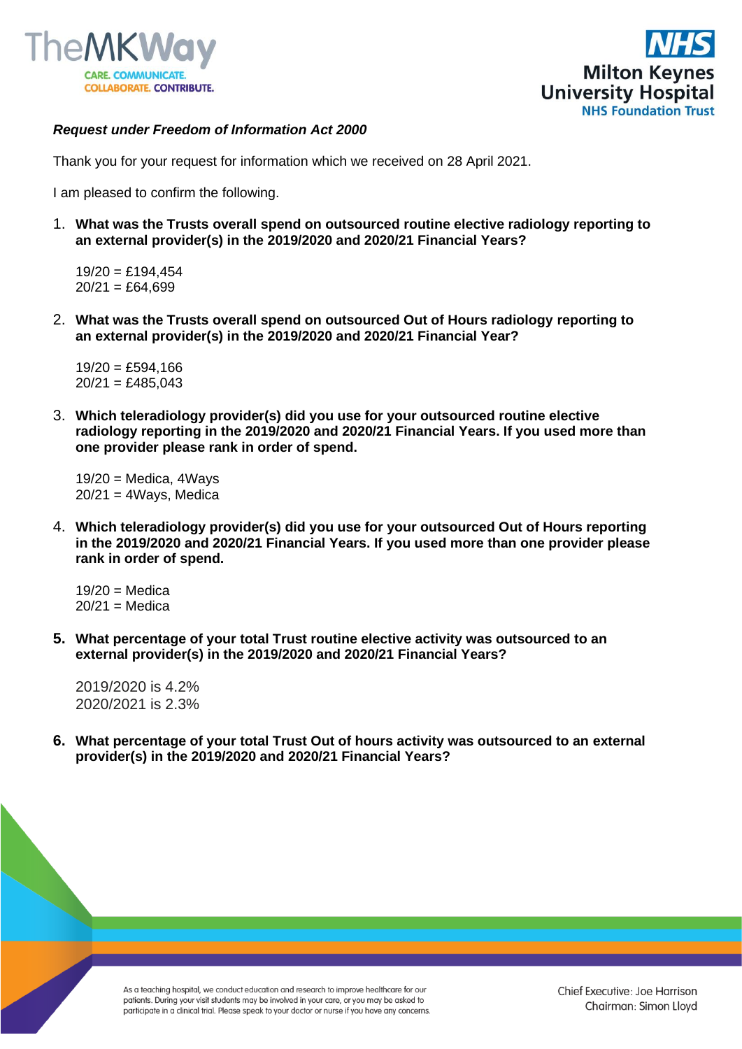***Request under Freedom of Information Act 2000***

Thank you for your request for information which we received on 28 April 2021.

I am pleased to confirm the following.

1. **What was the Trusts overall spend on outsourced routine elective radiology reporting to an external provider(s) in the 2019/2020 and 2020/21 Financial Years?**

   19/20 = £194,454
   20/21 = £64,699

2. **What was the Trusts overall spend on outsourced Out of Hours radiology reporting to an external provider(s) in the 2019/2020 and 2020/21 Financial Year?**

   19/20 = £594,166
   20/21 = £485,043

3. **Which teleradiology provider(s) did you use for your outsourced routine elective radiology reporting in the 2019/2020 and 2020/21 Financial Years. If you used more than one provider please rank in order of spend.**

   19/20 = Medica, 4Ways
   20/21 = 4Ways, Medica

4. **Which teleradiology provider(s) did you use for your outsourced Out of Hours reporting in the 2019/2020 and 2020/21 Financial Years. If you used more than one provider please rank in order of spend.**

   19/20 = Medica
   20/21 = Medica

5. **What percentage of your total Trust routine elective activity was outsourced to an external provider(s) in the 2019/2020 and 2020/21 Financial Years?**

   2019/2020 is 4.2%
   2020/2021 is 2.3%

6. **What percentage of your total Trust Out of hours activity was outsourced to an external provider(s) in the 2019/2020 and 2020/21 Financial Years?**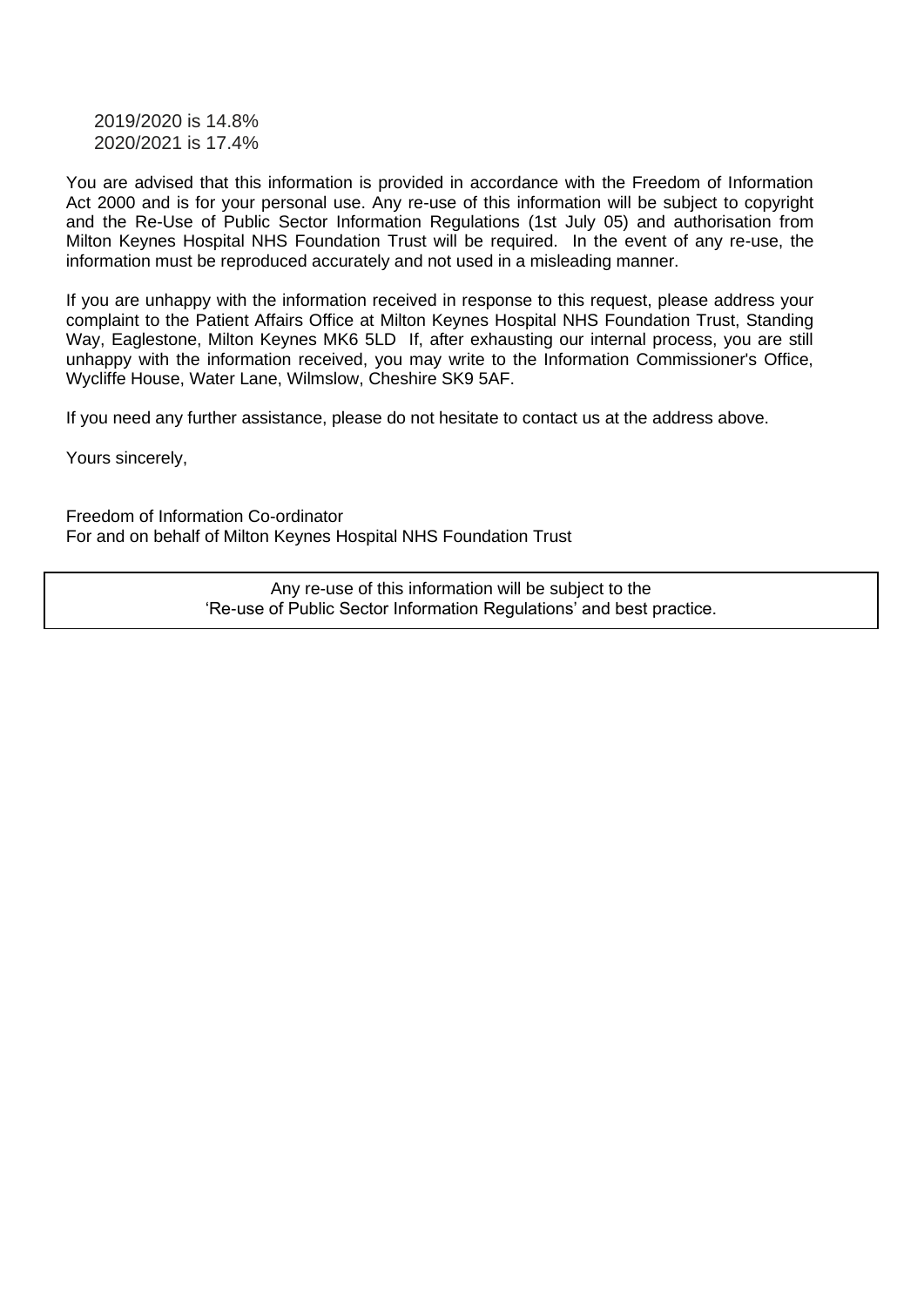2019/2020 is 14.8%
2020/2021 is 17.4%

You are advised that this information is provided in accordance with the Freedom of Information Act 2000 and is for your personal use. Any re-use of this information will be subject to copyright and the Re-Use of Public Sector Information Regulations (1st July 05) and authorisation from Milton Keynes Hospital NHS Foundation Trust will be required. In the event of any re-use, the information must be reproduced accurately and not used in a misleading manner.

If you are unhappy with the information received in response to this request, please address your complaint to the Patient Affairs Office at Milton Keynes Hospital NHS Foundation Trust, Standing Way, Eaglestone, Milton Keynes MK6 5LD If, after exhausting our internal process, you are still unhappy with the information received, you may write to the Information Commissioner's Office, Wycliffe House, Water Lane, Wilmslow, Cheshire SK9 5AF.

If you need any further assistance, please do not hesitate to contact us at the address above.

Yours sincerely,

Freedom of Information Co-ordinator
For and on behalf of Milton Keynes Hospital NHS Foundation Trust

Any re-use of this information will be subject to the
'Re-use of Public Sector Information Regulations' and best practice.